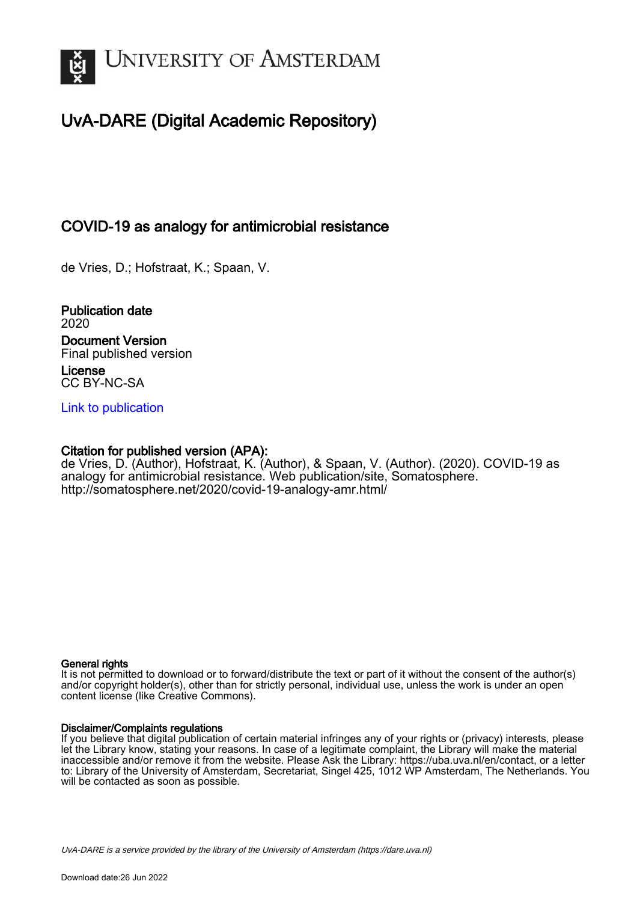# UNIVERSITY OF AMSTERDAM

## UvA-DARE (Digital Academic Repository)

### COVID-19 as analogy for antimicrobial resistance

de Vries, D.; Hofstraat, K.; Spaan, V.

**Publication date**
2020

**Document Version**
Final published version

**License**
CC BY-NC-SA

Link to publication

**Citation for published version (APA):**
de Vries, D. (Author), Hofstraat, K. (Author), & Spaan, V. (Author). (2020). COVID-19 as analogy for antimicrobial resistance. Web publication/site, Somatosphere. http://somatosphere.net/2020/covid-19-analogy-amr.html/

**General rights**
It is not permitted to download or to forward/distribute the text or part of it without the consent of the author(s) and/or copyright holder(s), other than for strictly personal, individual use, unless the work is under an open content license (like Creative Commons).

**Disclaimer/Complaints regulations**
If you believe that digital publication of certain material infringes any of your rights or (privacy) interests, please let the Library know, stating your reasons. In case of a legitimate complaint, the Library will make the material inaccessible and/or remove it from the website. Please Ask the Library: https://uba.uva.nl/en/contact, or a letter to: Library of the University of Amsterdam, Secretariat, Singel 425, 1012 WP Amsterdam, The Netherlands. You will be contacted as soon as possible.

UvA-DARE is a service provided by the library of the University of Amsterdam (https://dare.uva.nl)

Download date:26 Jun 2022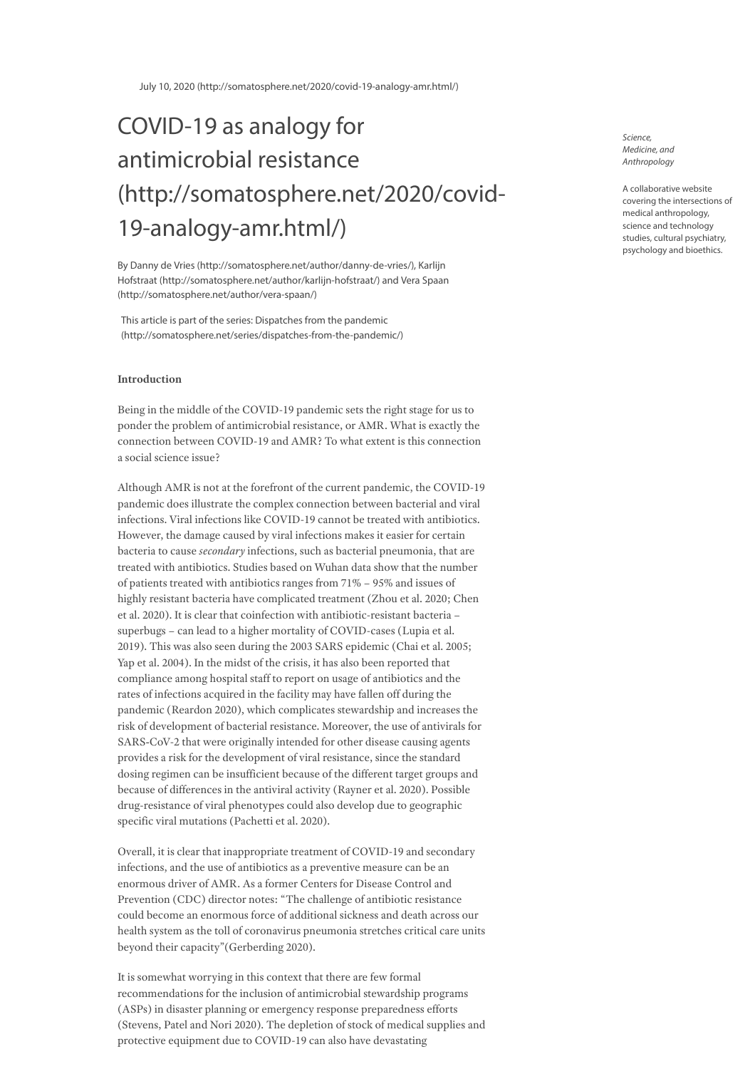July 10, 2020 (http://somatosphere.net/2020/covid-19-analogy-amr.html/)

# COVID-19 as analogy for antimicrobial resistance (http://somatosphere.net/2020/covid-19-analogy-amr.html/)

By Danny de Vries (http://somatosphere.net/author/danny-de-vries/), Karlijn Hofstraat (http://somatosphere.net/author/karlijn-hofstraat/) and Vera Spaan (http://somatosphere.net/author/vera-spaan/)

This article is part of the series: Dispatches from the pandemic (http://somatosphere.net/series/dispatches-from-the-pandemic/)

*Science, Medicine, and Anthropology*

A collaborative website covering the intersections of medical anthropology, science and technology studies, cultural psychiatry, psychology and bioethics.

**Introduction**

Being in the middle of the COVID-19 pandemic sets the right stage for us to ponder the problem of antimicrobial resistance, or AMR. What is exactly the connection between COVID-19 and AMR? To what extent is this connection a social science issue?

Although AMR is not at the forefront of the current pandemic, the COVID-19 pandemic does illustrate the complex connection between bacterial and viral infections. Viral infections like COVID-19 cannot be treated with antibiotics. However, the damage caused by viral infections makes it easier for certain bacteria to cause *secondary* infections, such as bacterial pneumonia, that are treated with antibiotics. Studies based on Wuhan data show that the number of patients treated with antibiotics ranges from 71% – 95% and issues of highly resistant bacteria have complicated treatment (Zhou et al. 2020; Chen et al. 2020). It is clear that coinfection with antibiotic-resistant bacteria – superbugs – can lead to a higher mortality of COVID-cases (Lupia et al. 2019). This was also seen during the 2003 SARS epidemic (Chai et al. 2005; Yap et al. 2004). In the midst of the crisis, it has also been reported that compliance among hospital staff to report on usage of antibiotics and the rates of infections acquired in the facility may have fallen off during the pandemic (Reardon 2020), which complicates stewardship and increases the risk of development of bacterial resistance. Moreover, the use of antivirals for SARS-CoV-2 that were originally intended for other disease causing agents provides a risk for the development of viral resistance, since the standard dosing regimen can be insufficient because of the different target groups and because of differences in the antiviral activity (Rayner et al. 2020). Possible drug-resistance of viral phenotypes could also develop due to geographic specific viral mutations (Pachetti et al. 2020).

Overall, it is clear that inappropriate treatment of COVID-19 and secondary infections, and the use of antibiotics as a preventive measure can be an enormous driver of AMR. As a former Centers for Disease Control and Prevention (CDC) director notes: "The challenge of antibiotic resistance could become an enormous force of additional sickness and death across our health system as the toll of coronavirus pneumonia stretches critical care units beyond their capacity"(Gerberding 2020).

It is somewhat worrying in this context that there are few formal recommendations for the inclusion of antimicrobial stewardship programs (ASPs) in disaster planning or emergency response preparedness efforts (Stevens, Patel and Nori 2020). The depletion of stock of medical supplies and protective equipment due to COVID-19 can also have devastating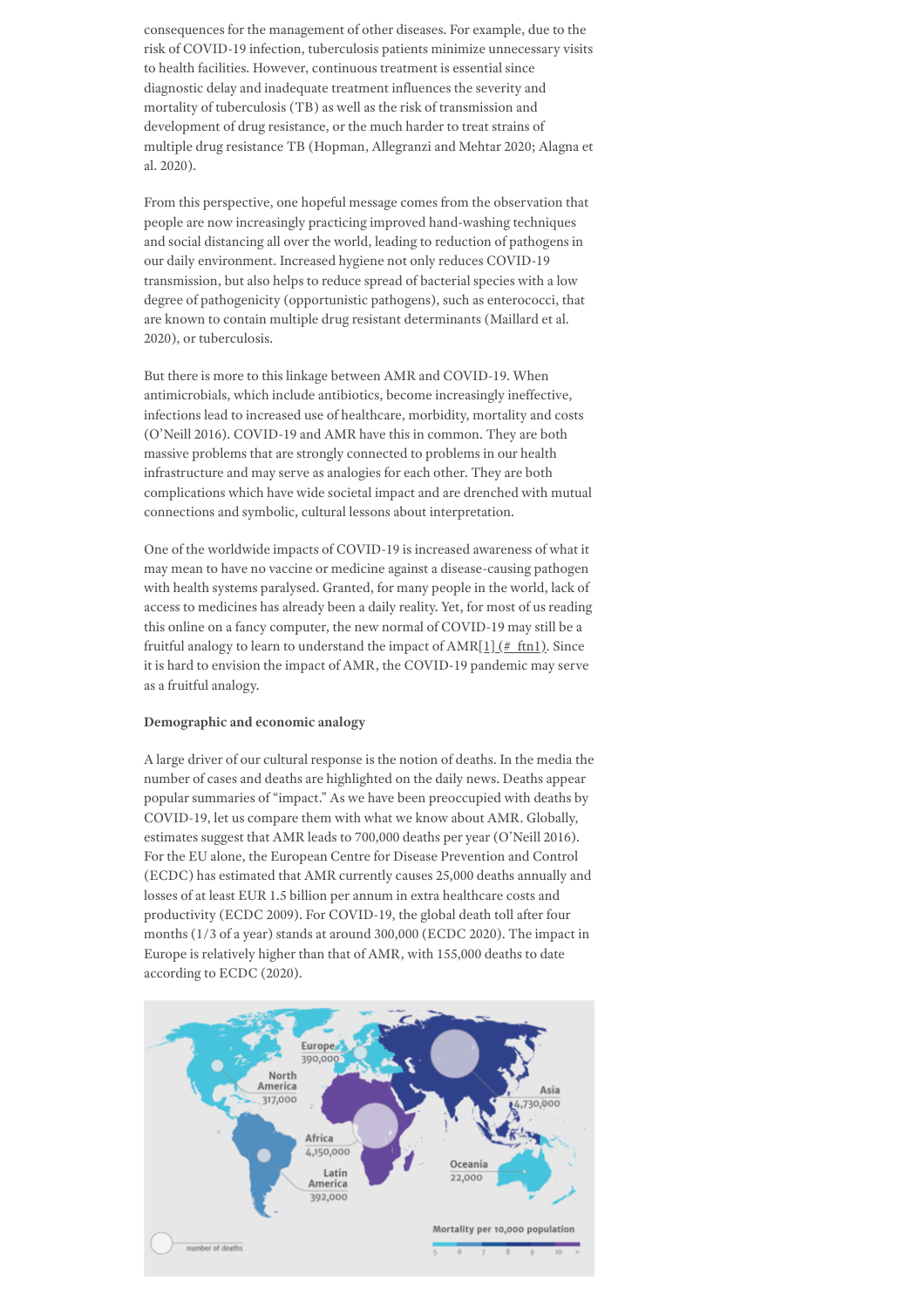consequences for the management of other diseases. For example, due to the risk of COVID-19 infection, tuberculosis patients minimize unnecessary visits to health facilities. However, continuous treatment is essential since diagnostic delay and inadequate treatment influences the severity and mortality of tuberculosis (TB) as well as the risk of transmission and development of drug resistance, or the much harder to treat strains of multiple drug resistance TB (Hopman, Allegranzi and Mehtar 2020; Alagna et al. 2020).

From this perspective, one hopeful message comes from the observation that people are now increasingly practicing improved hand-washing techniques and social distancing all over the world, leading to reduction of pathogens in our daily environment. Increased hygiene not only reduces COVID-19 transmission, but also helps to reduce spread of bacterial species with a low degree of pathogenicity (opportunistic pathogens), such as enterococci, that are known to contain multiple drug resistant determinants (Maillard et al. 2020), or tuberculosis.

But there is more to this linkage between AMR and COVID-19. When antimicrobials, which include antibiotics, become increasingly ineffective, infections lead to increased use of healthcare, morbidity, mortality and costs (O'Neill 2016). COVID-19 and AMR have this in common. They are both massive problems that are strongly connected to problems in our health infrastructure and may serve as analogies for each other. They are both complications which have wide societal impact and are drenched with mutual connections and symbolic, cultural lessons about interpretation.

One of the worldwide impacts of COVID-19 is increased awareness of what it may mean to have no vaccine or medicine against a disease-causing pathogen with health systems paralysed. Granted, for many people in the world, lack of access to medicines has already been a daily reality. Yet, for most of us reading this online on a fancy computer, the new normal of COVID-19 may still be a fruitful analogy to learn to understand the impact of AMR[1] (#_ftn1). Since it is hard to envision the impact of AMR, the COVID-19 pandemic may serve as a fruitful analogy.

**Demographic and economic analogy**

A large driver of our cultural response is the notion of deaths. In the media the number of cases and deaths are highlighted on the daily news. Deaths appear popular summaries of "impact." As we have been preoccupied with deaths by COVID-19, let us compare them with what we know about AMR. Globally, estimates suggest that AMR leads to 700,000 deaths per year (O'Neill 2016). For the EU alone, the European Centre for Disease Prevention and Control (ECDC) has estimated that AMR currently causes 25,000 deaths annually and losses of at least EUR 1.5 billion per annum in extra healthcare costs and productivity (ECDC 2009). For COVID-19, the global death toll after four months (1/3 of a year) stands at around 300,000 (ECDC 2020). The impact in Europe is relatively higher than that of AMR, with 155,000 deaths to date according to ECDC (2020).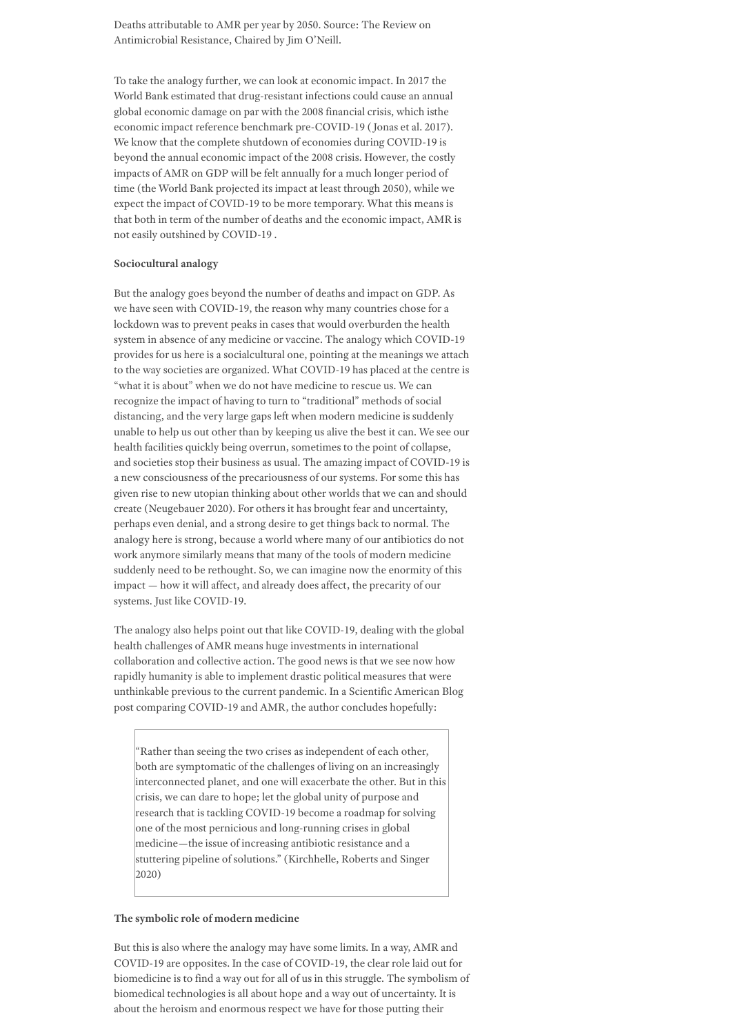Deaths attributable to AMR per year by 2050. Source: The Review on Antimicrobial Resistance, Chaired by Jim O'Neill.

To take the analogy further, we can look at economic impact. In 2017 the World Bank estimated that drug-resistant infections could cause an annual global economic damage on par with the 2008 financial crisis, which isthe economic impact reference benchmark pre-COVID-19 ( Jonas et al. 2017). We know that the complete shutdown of economies during COVID-19 is beyond the annual economic impact of the 2008 crisis. However, the costly impacts of AMR on GDP will be felt annually for a much longer period of time (the World Bank projected its impact at least through 2050), while we expect the impact of COVID-19 to be more temporary. What this means is that both in term of the number of deaths and the economic impact, AMR is not easily outshined by COVID-19 .

**Sociocultural analogy**

But the analogy goes beyond the number of deaths and impact on GDP. As we have seen with COVID-19, the reason why many countries chose for a lockdown was to prevent peaks in cases that would overburden the health system in absence of any medicine or vaccine. The analogy which COVID-19 provides for us here is a socialcultural one, pointing at the meanings we attach to the way societies are organized. What COVID-19 has placed at the centre is "what it is about" when we do not have medicine to rescue us. We can recognize the impact of having to turn to "traditional" methods of social distancing, and the very large gaps left when modern medicine is suddenly unable to help us out other than by keeping us alive the best it can. We see our health facilities quickly being overrun, sometimes to the point of collapse, and societies stop their business as usual. The amazing impact of COVID-19 is a new consciousness of the precariousness of our systems. For some this has given rise to new utopian thinking about other worlds that we can and should create (Neugebauer 2020). For others it has brought fear and uncertainty, perhaps even denial, and a strong desire to get things back to normal. The analogy here is strong, because a world where many of our antibiotics do not work anymore similarly means that many of the tools of modern medicine suddenly need to be rethought. So, we can imagine now the enormity of this impact — how it will affect, and already does affect, the precarity of our systems. Just like COVID-19.

The analogy also helps point out that like COVID-19, dealing with the global health challenges of AMR means huge investments in international collaboration and collective action. The good news is that we see now how rapidly humanity is able to implement drastic political measures that were unthinkable previous to the current pandemic. In a Scientific American Blog post comparing COVID-19 and AMR, the author concludes hopefully:

> "Rather than seeing the two crises as independent of each other, both are symptomatic of the challenges of living on an increasingly interconnected planet, and one will exacerbate the other. But in this crisis, we can dare to hope; let the global unity of purpose and research that is tackling COVID-19 become a roadmap for solving one of the most pernicious and long-running crises in global medicine—the issue of increasing antibiotic resistance and a stuttering pipeline of solutions." (Kirchhelle, Roberts and Singer 2020)

**The symbolic role of modern medicine**

But this is also where the analogy may have some limits. In a way, AMR and COVID-19 are opposites. In the case of COVID-19, the clear role laid out for biomedicine is to find a way out for all of us in this struggle. The symbolism of biomedical technologies is all about hope and a way out of uncertainty. It is about the heroism and enormous respect we have for those putting their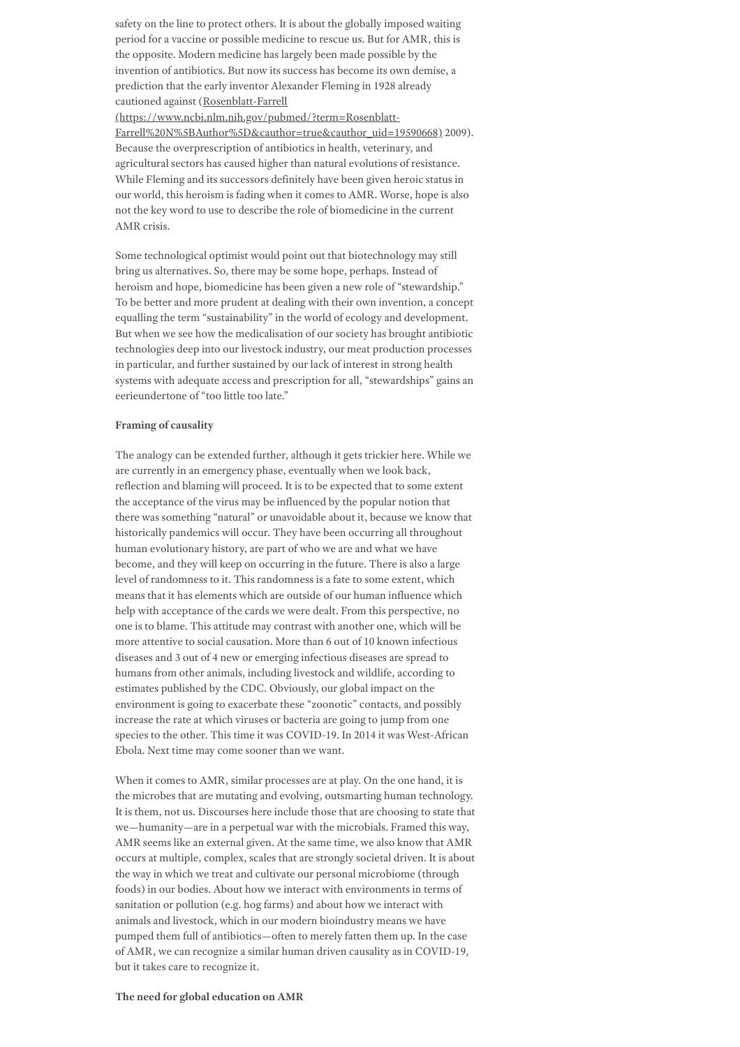safety on the line to protect others. It is about the globally imposed waiting period for a vaccine or possible medicine to rescue us. But for AMR, this is the opposite. Modern medicine has largely been made possible by the invention of antibiotics. But now its success has become its own demise, a prediction that the early inventor Alexander Fleming in 1928 already cautioned against ([Rosenblatt-Farrell (https://www.ncbi.nlm.nih.gov/pubmed/?term=Rosenblatt-Farrell%20N%5BAuthor%5D&cauthor=true&cauthor_uid=19590668)](https://www.ncbi.nlm.nih.gov/pubmed/?term=Rosenblatt-Farrell%20N%5BAuthor%5D&cauthor=true&cauthor_uid=19590668) 2009). Because the overprescription of antibiotics in health, veterinary, and agricultural sectors has caused higher than natural evolutions of resistance. While Fleming and its successors definitely have been given heroic status in our world, this heroism is fading when it comes to AMR. Worse, hope is also not the key word to use to describe the role of biomedicine in the current AMR crisis.

Some technological optimist would point out that biotechnology may still bring us alternatives. So, there may be some hope, perhaps. Instead of heroism and hope, biomedicine has been given a new role of "stewardship." To be better and more prudent at dealing with their own invention, a concept equalling the term "sustainability" in the world of ecology and development. But when we see how the medicalisation of our society has brought antibiotic technologies deep into our livestock industry, our meat production processes in particular, and further sustained by our lack of interest in strong health systems with adequate access and prescription for all, "stewardships" gains an eerieundertone of "too little too late."

**Framing of causality**

The analogy can be extended further, although it gets trickier here. While we are currently in an emergency phase, eventually when we look back, reflection and blaming will proceed. It is to be expected that to some extent the acceptance of the virus may be influenced by the popular notion that there was something "natural" or unavoidable about it, because we know that historically pandemics will occur. They have been occurring all throughout human evolutionary history, are part of who we are and what we have become, and they will keep on occurring in the future. There is also a large level of randomness to it. This randomness is a fate to some extent, which means that it has elements which are outside of our human influence which help with acceptance of the cards we were dealt. From this perspective, no one is to blame. This attitude may contrast with another one, which will be more attentive to social causation. More than 6 out of 10 known infectious diseases and 3 out of 4 new or emerging infectious diseases are spread to humans from other animals, including livestock and wildlife, according to estimates published by the CDC. Obviously, our global impact on the environment is going to exacerbate these "zoonotic" contacts, and possibly increase the rate at which viruses or bacteria are going to jump from one species to the other. This time it was COVID-19. In 2014 it was West-African Ebola. Next time may come sooner than we want.

When it comes to AMR, similar processes are at play. On the one hand, it is the microbes that are mutating and evolving, outsmarting human technology. It is them, not us. Discourses here include those that are choosing to state that we—humanity—are in a perpetual war with the microbials. Framed this way, AMR seems like an external given. At the same time, we also know that AMR occurs at multiple, complex, scales that are strongly societal driven. It is about the way in which we treat and cultivate our personal microbiome (through foods) in our bodies. About how we interact with environments in terms of sanitation or pollution (e.g. hog farms) and about how we interact with animals and livestock, which in our modern bioindustry means we have pumped them full of antibiotics—often to merely fatten them up. In the case of AMR, we can recognize a similar human driven causality as in COVID-19, but it takes care to recognize it.

**The need for global education on AMR**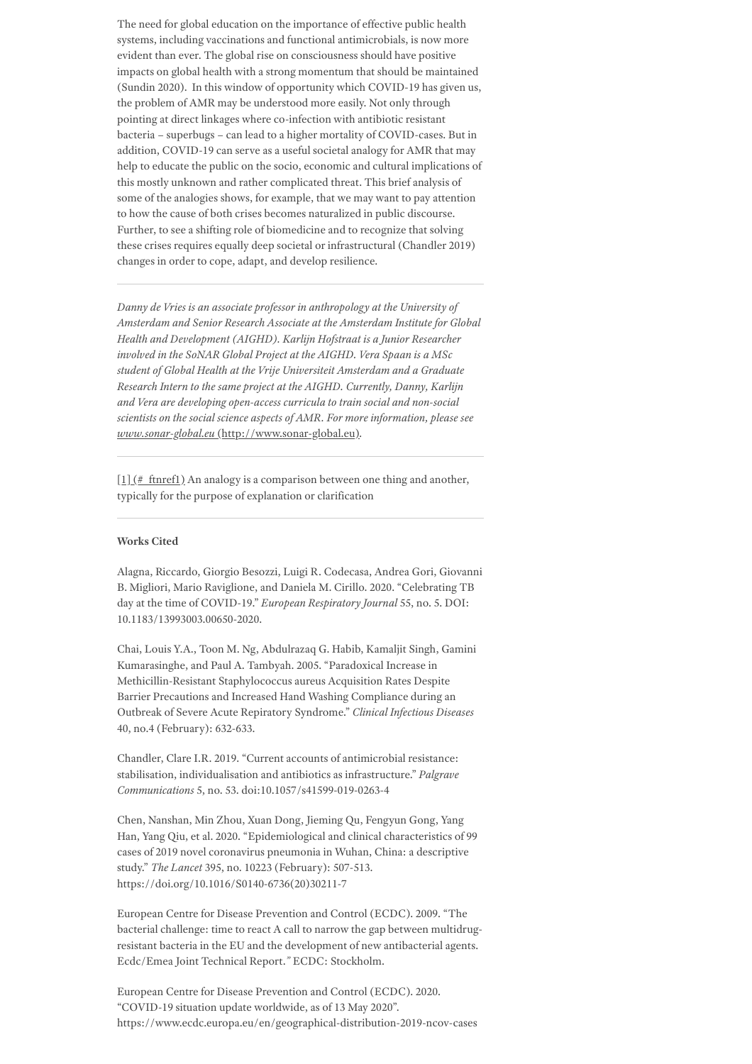The need for global education on the importance of effective public health systems, including vaccinations and functional antimicrobials, is now more evident than ever. The global rise on consciousness should have positive impacts on global health with a strong momentum that should be maintained (Sundin 2020). In this window of opportunity which COVID-19 has given us, the problem of AMR may be understood more easily. Not only through pointing at direct linkages where co-infection with antibiotic resistant bacteria – superbugs – can lead to a higher mortality of COVID-cases. But in addition, COVID-19 can serve as a useful societal analogy for AMR that may help to educate the public on the socio, economic and cultural implications of this mostly unknown and rather complicated threat. This brief analysis of some of the analogies shows, for example, that we may want to pay attention to how the cause of both crises becomes naturalized in public discourse. Further, to see a shifting role of biomedicine and to recognize that solving these crises requires equally deep societal or infrastructural (Chandler 2019) changes in order to cope, adapt, and develop resilience.

---

*Danny de Vries is an associate professor in anthropology at the University of Amsterdam and Senior Research Associate at the Amsterdam Institute for Global Health and Development (AIGHD). Karlijn Hofstraat is a Junior Researcher involved in the SoNAR Global Project at the AIGHD. Vera Spaan is a MSc student of Global Health at the Vrije Universiteit Amsterdam and a Graduate Research Intern to the same project at the AIGHD. Currently, Danny, Karlijn and Vera are developing open-access curricula to train social and non-social scientists on the social science aspects of AMR. For more information, please see [www.sonar-global.eu](http://www.sonar-global.eu).*

---

[1] (#_ftnref1) An analogy is a comparison between one thing and another, typically for the purpose of explanation or clarification

---

**Works Cited**

Alagna, Riccardo, Giorgio Besozzi, Luigi R. Codecasa, Andrea Gori, Giovanni B. Migliori, Mario Raviglione, and Daniela M. Cirillo. 2020. "Celebrating TB day at the time of COVID-19." *European Respiratory Journal* 55, no. 5. DOI: 10.1183/13993003.00650-2020.

Chai, Louis Y.A., Toon M. Ng, Abdulrazaq G. Habib, Kamaljit Singh, Gamini Kumarasinghe, and Paul A. Tambyah. 2005. "Paradoxical Increase in Methicillin-Resistant Staphylococcus aureus Acquisition Rates Despite Barrier Precautions and Increased Hand Washing Compliance during an Outbreak of Severe Acute Repiratory Syndrome." *Clinical Infectious Diseases* 40, no.4 (February): 632-633.

Chandler, Clare I.R. 2019. "Current accounts of antimicrobial resistance: stabilisation, individualisation and antibiotics as infrastructure." *Palgrave Communications* 5, no. 53. doi:10.1057/s41599-019-0263-4

Chen, Nanshan, Min Zhou, Xuan Dong, Jieming Qu, Fengyun Gong, Yang Han, Yang Qiu, et al. 2020. "Epidemiological and clinical characteristics of 99 cases of 2019 novel coronavirus pneumonia in Wuhan, China: a descriptive study." *The Lancet* 395, no. 10223 (February): 507-513. https://doi.org/10.1016/S0140-6736(20)30211-7

European Centre for Disease Prevention and Control (ECDC). 2009. "The bacterial challenge: time to react A call to narrow the gap between multidrug-resistant bacteria in the EU and the development of new antibacterial agents. Ecdc/Emea Joint Technical Report." ECDC: Stockholm.

European Centre for Disease Prevention and Control (ECDC). 2020. "COVID-19 situation update worldwide, as of 13 May 2020". https://www.ecdc.europa.eu/en/geographical-distribution-2019-ncov-cases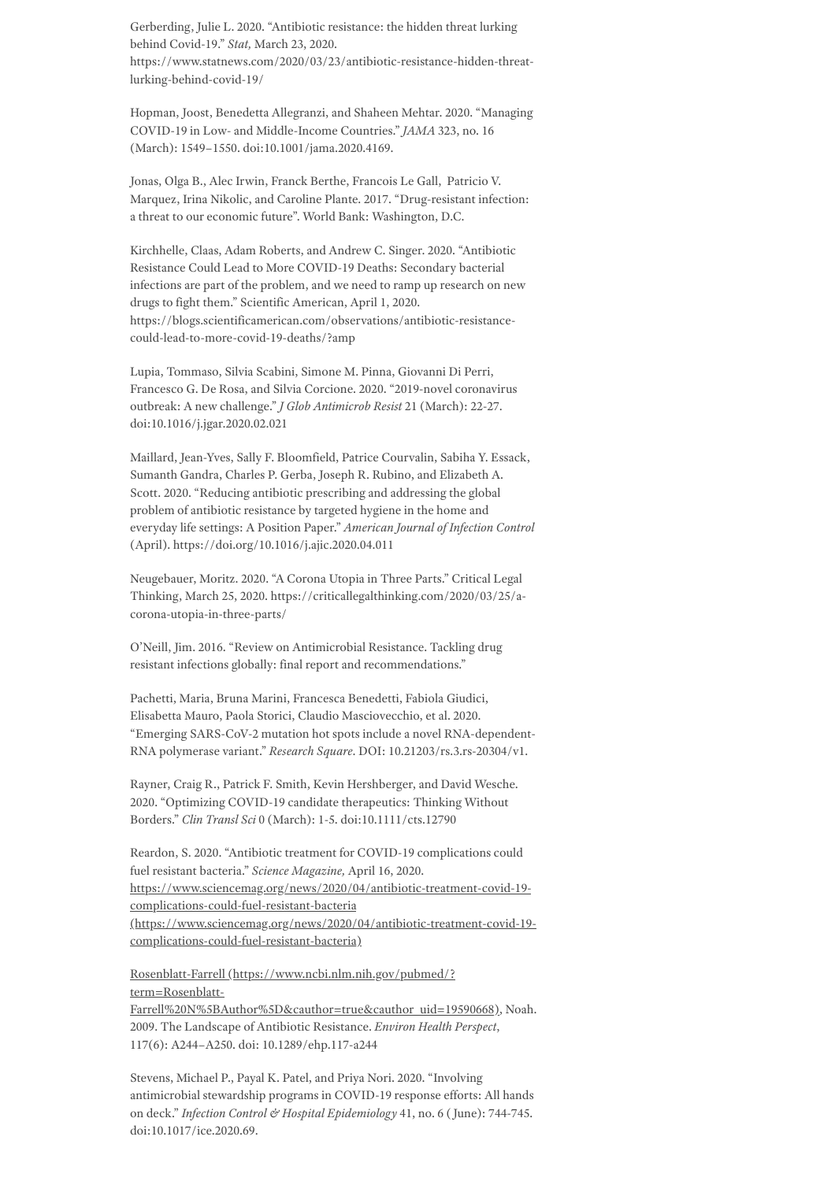Gerberding, Julie L. 2020. "Antibiotic resistance: the hidden threat lurking behind Covid-19." *Stat,* March 23, 2020. https://www.statnews.com/2020/03/23/antibiotic-resistance-hidden-threat-lurking-behind-covid-19/

Hopman, Joost, Benedetta Allegranzi, and Shaheen Mehtar. 2020. "Managing COVID-19 in Low- and Middle-Income Countries." *JAMA* 323, no. 16 (March): 1549–1550. doi:10.1001/jama.2020.4169.

Jonas, Olga B., Alec Irwin, Franck Berthe, Francois Le Gall, Patricio V. Marquez, Irina Nikolic, and Caroline Plante. 2017. "Drug-resistant infection: a threat to our economic future". World Bank: Washington, D.C.

Kirchhelle, Claas, Adam Roberts, and Andrew C. Singer. 2020. "Antibiotic Resistance Could Lead to More COVID-19 Deaths: Secondary bacterial infections are part of the problem, and we need to ramp up research on new drugs to fight them." Scientific American, April 1, 2020. https://blogs.scientificamerican.com/observations/antibiotic-resistance-could-lead-to-more-covid-19-deaths/?amp

Lupia, Tommaso, Silvia Scabini, Simone M. Pinna, Giovanni Di Perri, Francesco G. De Rosa, and Silvia Corcione. 2020. "2019-novel coronavirus outbreak: A new challenge." *J Glob Antimicrob Resist* 21 (March): 22-27. doi:10.1016/j.jgar.2020.02.021

Maillard, Jean-Yves, Sally F. Bloomfield, Patrice Courvalin, Sabiha Y. Essack, Sumanth Gandra, Charles P. Gerba, Joseph R. Rubino, and Elizabeth A. Scott. 2020. "Reducing antibiotic prescribing and addressing the global problem of antibiotic resistance by targeted hygiene in the home and everyday life settings: A Position Paper." *American Journal of Infection Control* (April). https://doi.org/10.1016/j.ajic.2020.04.011

Neugebauer, Moritz. 2020. "A Corona Utopia in Three Parts." Critical Legal Thinking, March 25, 2020. https://criticallegalthinking.com/2020/03/25/a-corona-utopia-in-three-parts/

O'Neill, Jim. 2016. "Review on Antimicrobial Resistance. Tackling drug resistant infections globally: final report and recommendations."

Pachetti, Maria, Bruna Marini, Francesca Benedetti, Fabiola Giudici, Elisabetta Mauro, Paola Storici, Claudio Masciovecchio, et al. 2020. "Emerging SARS-CoV-2 mutation hot spots include a novel RNA-dependent-RNA polymerase variant." *Research Square*. DOI: 10.21203/rs.3.rs-20304/v1.

Rayner, Craig R., Patrick F. Smith, Kevin Hershberger, and David Wesche. 2020. "Optimizing COVID-19 candidate therapeutics: Thinking Without Borders." *Clin Transl Sci* 0 (March): 1-5. doi:10.1111/cts.12790

Reardon, S. 2020. "Antibiotic treatment for COVID-19 complications could fuel resistant bacteria." *Science Magazine,* April 16, 2020. https://www.sciencemag.org/news/2020/04/antibiotic-treatment-covid-19-complications-could-fuel-resistant-bacteria (https://www.sciencemag.org/news/2020/04/antibiotic-treatment-covid-19-complications-could-fuel-resistant-bacteria)

Rosenblatt-Farrell (https://www.ncbi.nlm.nih.gov/pubmed/?term=Rosenblatt-Farrell%20N%5BAuthor%5D&cauthor=true&cauthor_uid=19590668), Noah. 2009. The Landscape of Antibiotic Resistance. *Environ Health Perspect*, 117(6): A244–A250. doi: 10.1289/ehp.117-a244

Stevens, Michael P., Payal K. Patel, and Priya Nori. 2020. "Involving antimicrobial stewardship programs in COVID-19 response efforts: All hands on deck." *Infection Control & Hospital Epidemiology* 41, no. 6 ( June): 744-745. doi:10.1017/ice.2020.69.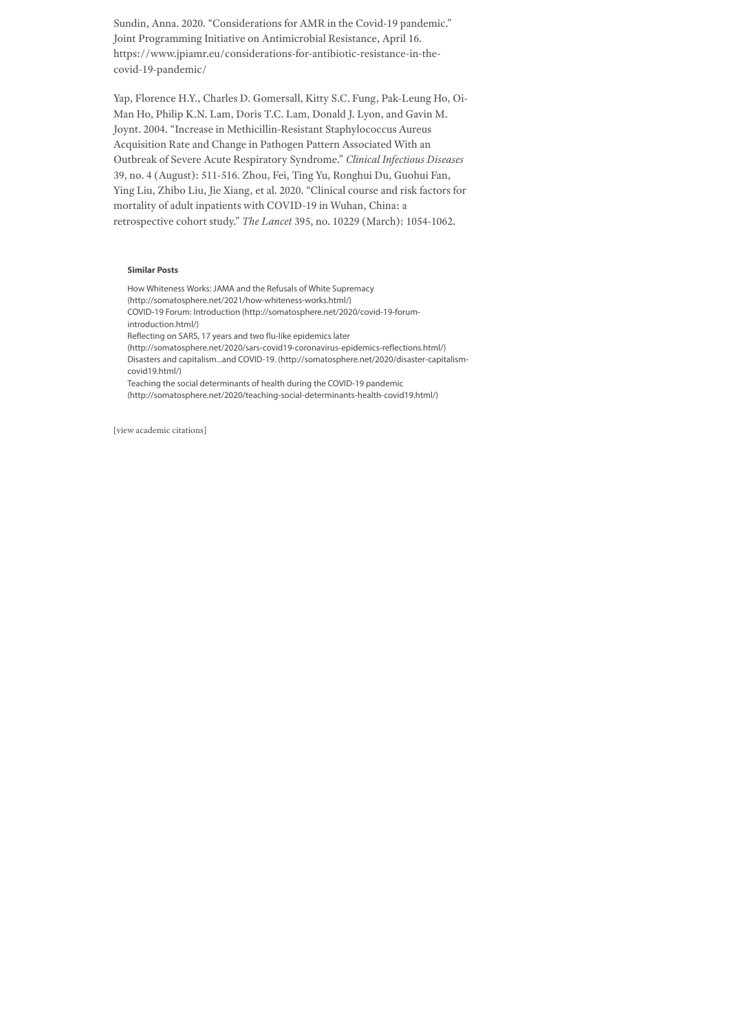Sundin, Anna. 2020. "Considerations for AMR in the Covid-19 pandemic." Joint Programming Initiative on Antimicrobial Resistance, April 16. https://www.jpiamr.eu/considerations-for-antibiotic-resistance-in-the-covid-19-pandemic/

Yap, Florence H.Y., Charles D. Gomersall, Kitty S.C. Fung, Pak-Leung Ho, Oi-Man Ho, Philip K.N. Lam, Doris T.C. Lam, Donald J. Lyon, and Gavin M. Joynt. 2004. "Increase in Methicillin-Resistant Staphylococcus Aureus Acquisition Rate and Change in Pathogen Pattern Associated With an Outbreak of Severe Acute Respiratory Syndrome." *Clinical Infectious Diseases* 39, no. 4 (August): 511-516. Zhou, Fei, Ting Yu, Ronghui Du, Guohui Fan, Ying Liu, Zhibo Liu, Jie Xiang, et al. 2020. "Clinical course and risk factors for mortality of adult inpatients with COVID-19 in Wuhan, China: a retrospective cohort study." *The Lancet* 395, no. 10229 (March): 1054-1062.

**Similar Posts**

How Whiteness Works: JAMA and the Refusals of White Supremacy (http://somatosphere.net/2021/how-whiteness-works.html/)
COVID-19 Forum: Introduction (http://somatosphere.net/2020/covid-19-forum-introduction.html/)
Reflecting on SARS, 17 years and two flu-like epidemics later (http://somatosphere.net/2020/sars-covid19-coronavirus-epidemics-reflections.html/)
Disasters and capitalism...and COVID-19. (http://somatosphere.net/2020/disaster-capitalism-covid19.html/)
Teaching the social determinants of health during the COVID-19 pandemic (http://somatosphere.net/2020/teaching-social-determinants-health-covid19.html/)

[view academic citations]